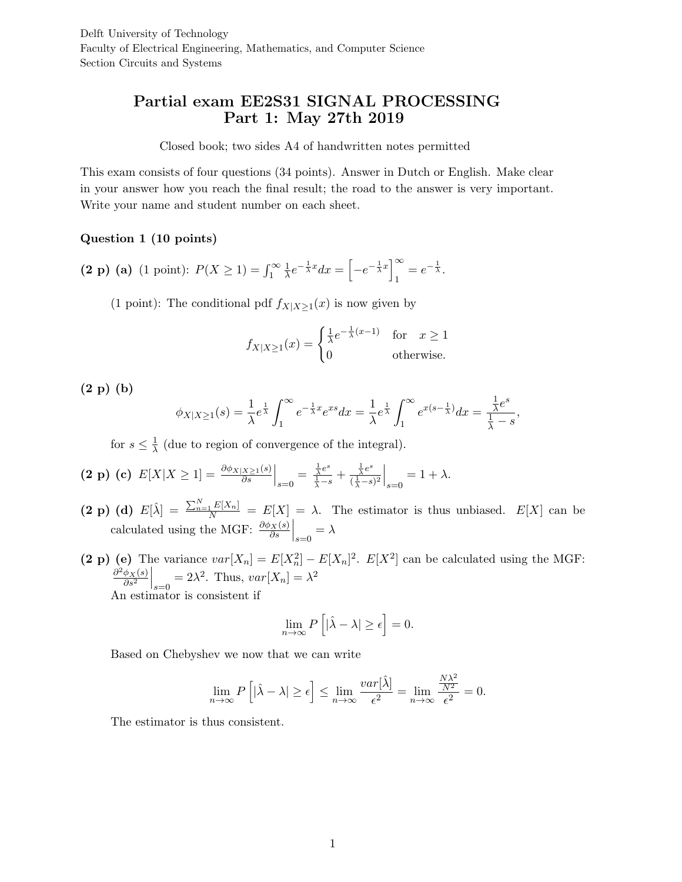Delft University of Technology
Faculty of Electrical Engineering, Mathematics, and Computer Science
Section Circuits and Systems

# Partial exam EE2S31 SIGNAL PROCESSING
## Part 1: May 27th 2019

Closed book; two sides A4 of handwritten notes permitted

This exam consists of four questions (34 points). Answer in Dutch or English. Make clear in your answer how you reach the final result; the road to the answer is very important. Write your name and student number on each sheet.

### Question 1 (10 points)

**(2 p) (a)** (1 point): $P(X \geq 1) = \int_1^\infty \frac{1}{\lambda} e^{-\frac{1}{\lambda}x} dx = \left[ -e^{-\frac{1}{\lambda}x} \right]_1^\infty = e^{-\frac{1}{\lambda}}$.

(1 point): The conditional pdf $f_{X|X\geq 1}(x)$ is now given by

$$f_{X|X\geq 1}(x) = \begin{cases} \frac{1}{\lambda} e^{-\frac{1}{\lambda}(x-1)} & \text{for} \quad x \geq 1 \\ 0 & \text{otherwise.} \end{cases}$$

**(2 p) (b)**

$$\phi_{X|X\geq 1}(s) = \frac{1}{\lambda} e^{\frac{1}{\lambda}} \int_1^\infty e^{-\frac{1}{\lambda}x} e^{xs} dx = \frac{1}{\lambda} e^{\frac{1}{\lambda}} \int_1^\infty e^{x(s - \frac{1}{\lambda})} dx = \frac{\frac{1}{\lambda} e^s}{\frac{1}{\lambda} - s},$$

for $s \leq \frac{1}{\lambda}$ (due to region of convergence of the integral).

**(2 p) (c)** $E[X|X \geq 1] = \left. \frac{\partial \phi_{X|X\geq 1}(s)}{\partial s} \right|_{s=0} = \left. \frac{\frac{1}{\lambda} e^s}{\frac{1}{\lambda} - s} + \frac{\frac{1}{\lambda} e^s}{(\frac{1}{\lambda} - s)^2} \right|_{s=0} = 1 + \lambda.$

**(2 p) (d)** $E[\hat{\lambda}] = \frac{\sum_{n=1}^N E[X_n]}{N} = E[X] = \lambda$. The estimator is thus unbiased. $E[X]$ can be calculated using the MGF: $\left. \frac{\partial \phi_X(s)}{\partial s} \right|_{s=0} = \lambda$

**(2 p) (e)** The variance $var[X_n] = E[X_n^2] - E[X_n]^2$. $E[X^2]$ can be calculated using the MGF: $\left. \frac{\partial^2 \phi_X(s)}{\partial s^2} \right|_{s=0} = 2\lambda^2$. Thus, $var[X_n] = \lambda^2$

An estimator is consistent if

$$\lim_{n \to \infty} P\left[ |\hat{\lambda} - \lambda| \geq \epsilon \right] = 0.$$

Based on Chebyshev we now that we can write

$$\lim_{n \to \infty} P\left[ |\hat{\lambda} - \lambda| \geq \epsilon \right] \leq \lim_{n \to \infty} \frac{var[\hat{\lambda}]}{\epsilon^2} = \lim_{n \to \infty} \frac{\frac{N\lambda^2}{N^2}}{\epsilon^2} = 0.$$

The estimator is thus consistent.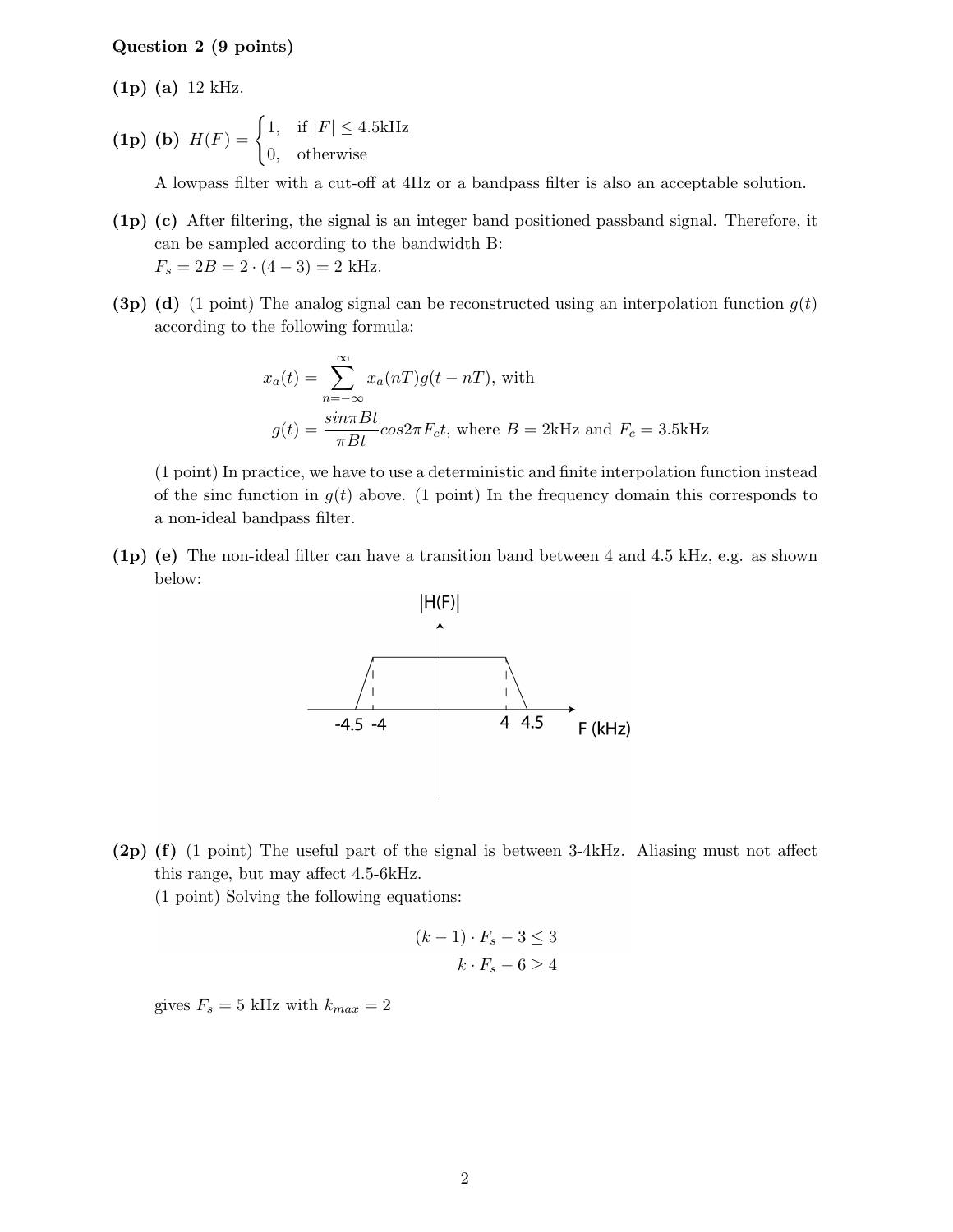**Question 2 (9 points)**

**(1p) (a)** 12 kHz.

**(1p) (b)** $H(F) = \begin{cases} 1, & \text{if } |F| \leq 4.5\text{kHz} \\ 0, & \text{otherwise} \end{cases}$

A lowpass filter with a cut-off at 4Hz or a bandpass filter is also an acceptable solution.

**(1p) (c)** After filtering, the signal is an integer band positioned passband signal. Therefore, it can be sampled according to the bandwidth B:
$F_s = 2B = 2 \cdot (4 - 3) = 2$ kHz.

**(3p) (d)** (1 point) The analog signal can be reconstructed using an interpolation function $g(t)$ according to the following formula:

$$x_a(t) = \sum_{n=-\infty}^{\infty} x_a(nT)g(t - nT), \text{ with}$$

$$g(t) = \frac{\sin \pi Bt}{\pi Bt} \cos 2\pi F_c t, \text{ where } B = 2\text{kHz and } F_c = 3.5\text{kHz}$$

(1 point) In practice, we have to use a deterministic and finite interpolation function instead of the sinc function in $g(t)$ above. (1 point) In the frequency domain this corresponds to a non-ideal bandpass filter.

**(1p) (e)** The non-ideal filter can have a transition band between 4 and 4.5 kHz, e.g. as shown below:

**(2p) (f)** (1 point) The useful part of the signal is between 3-4kHz. Aliasing must not affect this range, but may affect 4.5-6kHz.
(1 point) Solving the following equations:

$$(k-1) \cdot F_s - 3 \leq 3$$
$$k \cdot F_s - 6 \geq 4$$

gives $F_s = 5$ kHz with $k_{max} = 2$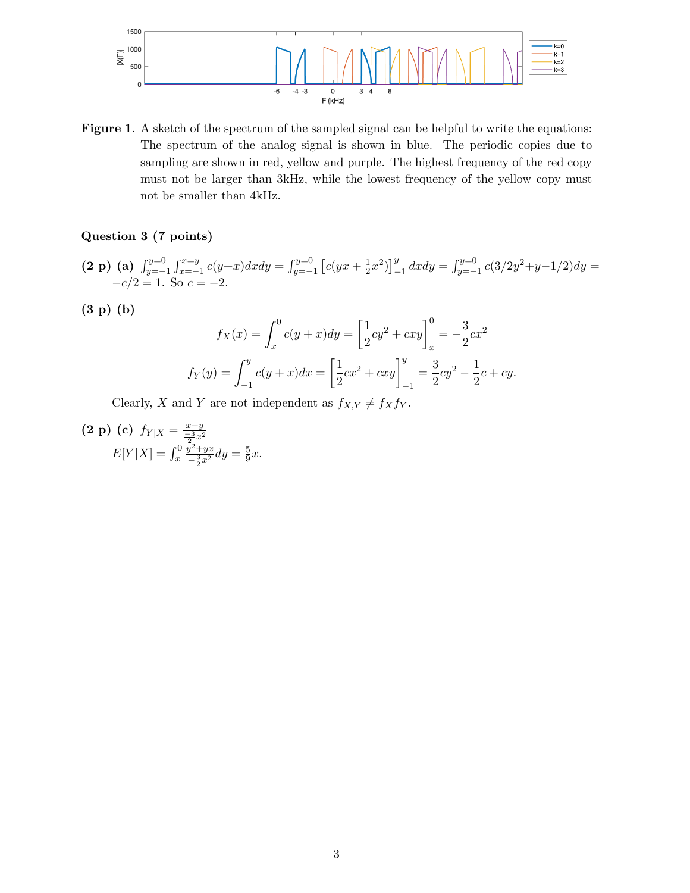**Figure 1**. A sketch of the spectrum of the sampled signal can be helpful to write the equations: The spectrum of the analog signal is shown in blue. The periodic copies due to sampling are shown in red, yellow and purple. The highest frequency of the red copy must not be larger than 3kHz, while the lowest frequency of the yellow copy must not be smaller than 4kHz.

### Question 3 (7 points)

**(2 p) (a)** $\int_{y=-1}^{y=0}\int_{x=-1}^{x=y} c(y+x)dxdy = \int_{y=-1}^{y=0}\left[c(yx+\frac{1}{2}x^2)\right]_{-1}^{y} dxdy = \int_{y=-1}^{y=0} c(3/2y^2+y-1/2)dy = -c/2 = 1$. So $c = -2$.

**(3 p) (b)**

$$f_X(x) = \int_x^0 c(y+x)dy = \left[\frac{1}{2}cy^2 + cxy\right]_x^0 = -\frac{3}{2}cx^2$$

$$f_Y(y) = \int_{-1}^{y} c(y+x)dx = \left[\frac{1}{2}cx^2 + cxy\right]_{-1}^{y} = \frac{3}{2}cy^2 - \frac{1}{2}c + cy.$$

Clearly, $X$ and $Y$ are not independent as $f_{X,Y} \neq f_X f_Y$.

**(2 p) (c)** $f_{Y|X} = \frac{x+y}{\frac{-3}{2}x^2}$

$E[Y|X] = \int_x^0 \frac{y^2+yx}{-\frac{3}{2}x^2}dy = \frac{5}{9}x.$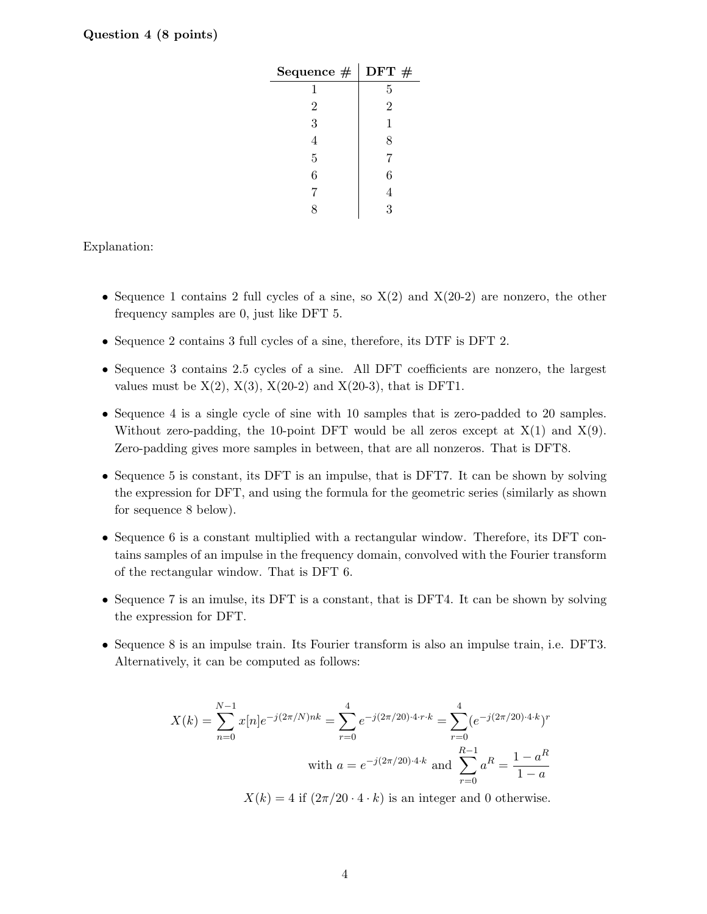**Question 4 (8 points)**

| Sequence # | DFT # |
|---|---|
| 1 | 5 |
| 2 | 2 |
| 3 | 1 |
| 4 | 8 |
| 5 | 7 |
| 6 | 6 |
| 7 | 4 |
| 8 | 3 |

Explanation:

- Sequence 1 contains 2 full cycles of a sine, so X(2) and X(20-2) are nonzero, the other frequency samples are 0, just like DFT 5.
- Sequence 2 contains 3 full cycles of a sine, therefore, its DTF is DFT 2.
- Sequence 3 contains 2.5 cycles of a sine. All DFT coefficients are nonzero, the largest values must be X(2), X(3), X(20-2) and X(20-3), that is DFT1.
- Sequence 4 is a single cycle of sine with 10 samples that is zero-padded to 20 samples. Without zero-padding, the 10-point DFT would be all zeros except at X(1) and X(9). Zero-padding gives more samples in between, that are all nonzeros. That is DFT8.
- Sequence 5 is constant, its DFT is an impulse, that is DFT7. It can be shown by solving the expression for DFT, and using the formula for the geometric series (similarly as shown for sequence 8 below).
- Sequence 6 is a constant multiplied with a rectangular window. Therefore, its DFT contains samples of an impulse in the frequency domain, convolved with the Fourier transform of the rectangular window. That is DFT 6.
- Sequence 7 is an imulse, its DFT is a constant, that is DFT4. It can be shown by solving the expression for DFT.
- Sequence 8 is an impulse train. Its Fourier transform is also an impulse train, i.e. DFT3. Alternatively, it can be computed as follows:

$$X(k) = \sum_{n=0}^{N-1} x[n] e^{-j(2\pi/N)nk} = \sum_{r=0}^{4} e^{-j(2\pi/20)\cdot 4\cdot r\cdot k} = \sum_{r=0}^{4} (e^{-j(2\pi/20)\cdot 4\cdot k})^r$$

$$\text{with } a = e^{-j(2\pi/20)\cdot 4\cdot k} \text{ and } \sum_{r=0}^{R-1} a^R = \frac{1-a^R}{1-a}$$

$$X(k) = 4 \text{ if } (2\pi/20 \cdot 4 \cdot k) \text{ is an integer and } 0 \text{ otherwise.}$$